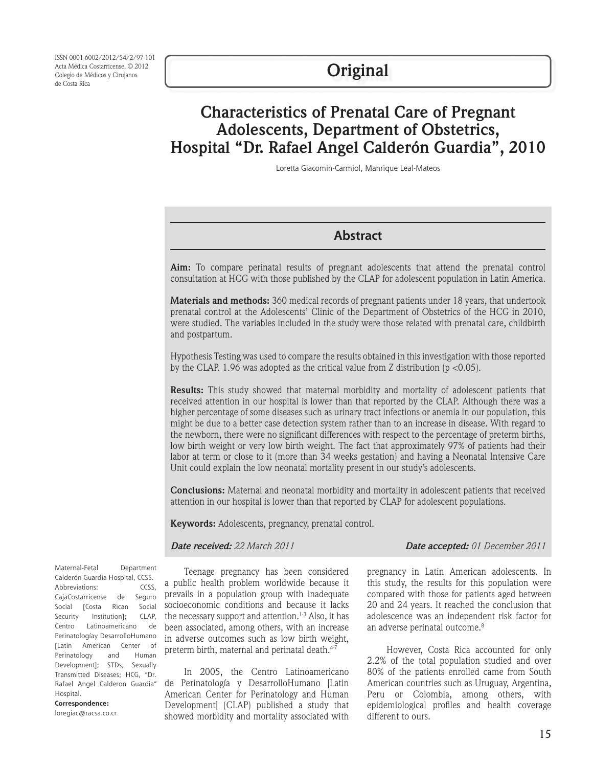ISSN 0001-6002/2012/54/2/97-101
Acta Médica Costarricense, © 2012
Colegio de Médicos y Cirujanos
de Costa Rica

# Original

# Characteristics of Prenatal Care of Pregnant Adolescents, Department of Obstetrics, Hospital "Dr. Rafael Angel Calderón Guardia", 2010

Loretta Giacomin-Carmiol, Manrique Leal-Mateos

## Abstract

**Aim:** To compare perinatal results of pregnant adolescents that attend the prenatal control consultation at HCG with those published by the CLAP for adolescent population in Latin America.

**Materials and methods:** 360 medical records of pregnant patients under 18 years, that undertook prenatal control at the Adolescents' Clinic of the Department of Obstetrics of the HCG in 2010, were studied. The variables included in the study were those related with prenatal care, childbirth and postpartum.

Hypothesis Testing was used to compare the results obtained in this investigation with those reported by the CLAP. 1.96 was adopted as the critical value from Z distribution ($p < 0.05$).

**Results:** This study showed that maternal morbidity and mortality of adolescent patients that received attention in our hospital is lower than that reported by the CLAP. Although there was a higher percentage of some diseases such as urinary tract infections or anemia in our population, this might be due to a better case detection system rather than to an increase in disease. With regard to the newborn, there were no significant differences with respect to the percentage of preterm births, low birth weight or very low birth weight. The fact that approximately 97% of patients had their labor at term or close to it (more than 34 weeks gestation) and having a Neonatal Intensive Care Unit could explain the low neonatal mortality present in our study's adolescents.

**Conclusions:** Maternal and neonatal morbidity and mortality in adolescent patients that received attention in our hospital is lower than that reported by CLAP for adolescent populations.

**Keywords:** Adolescents, pregnancy, prenatal control.

***Date received:*** *22 March 2011* ***Date accepted:*** *01 December 2011*

Maternal-Fetal Department Calderón Guardia Hospital, CCSS.
Abbreviations: CCSS, CajaCostarricense de Seguro Social [Costa Rican Social Security Institution]; CLAP, Centro Latinoamericano de Perinatologíay DesarrolloHumano [Latin American Center of Perinatology and Human Development]; STDs, Sexually Transmitted Diseases; HCG, "Dr. Rafael Angel Calderon Guardia" Hospital.
**Correspondence:**
loregiac@racsa.co.cr

Teenage pregnancy has been considered a public health problem worldwide because it prevails in a population group with inadequate socioeconomic conditions and because it lacks the necessary support and attention.[1-3] Also, it has been associated, among others, with an increase in adverse outcomes such as low birth weight, preterm birth, maternal and perinatal death.[4-7]

In 2005, the Centro Latinoamericano de Perinatología y DesarrolloHumano [Latin American Center for Perinatology and Human Development] (CLAP) published a study that showed morbidity and mortality associated with pregnancy in Latin American adolescents. In this study, the results for this population were compared with those for patients aged between 20 and 24 years. It reached the conclusion that adolescence was an independent risk factor for an adverse perinatal outcome.[8]

However, Costa Rica accounted for only 2.2% of the total population studied and over 80% of the patients enrolled came from South American countries such as Uruguay, Argentina, Peru or Colombia, among others, with epidemiological profiles and health coverage different to ours.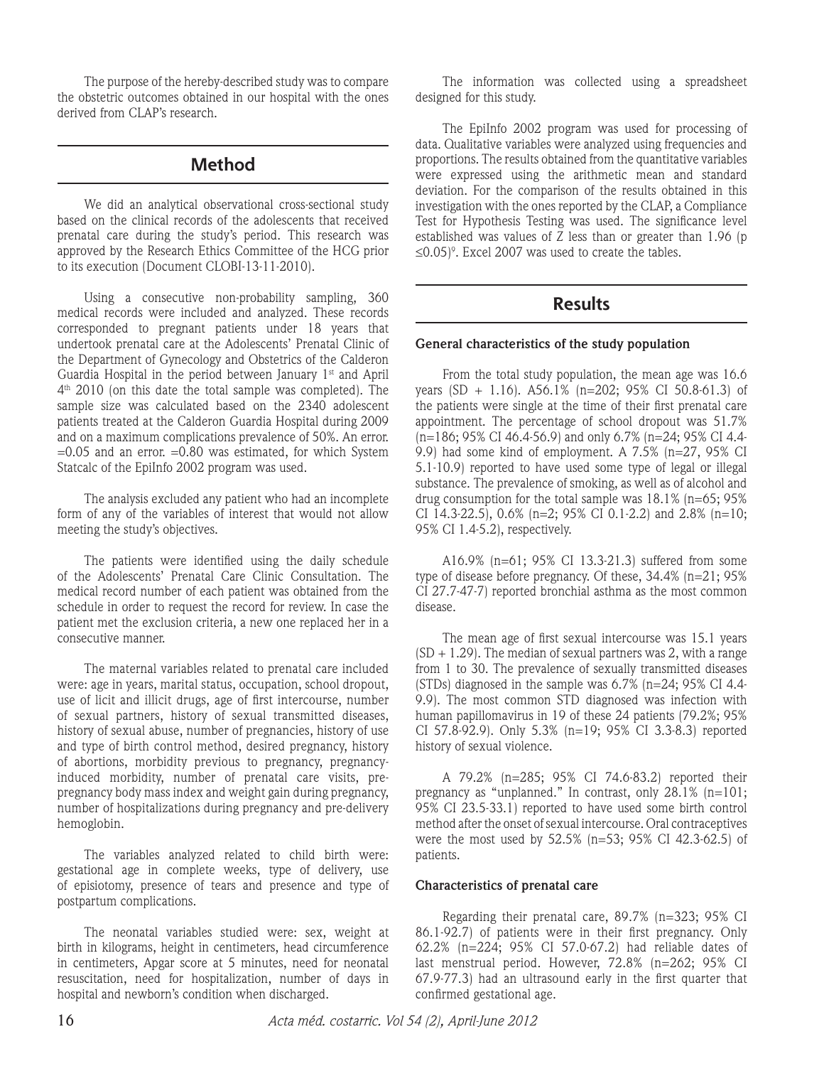The purpose of the hereby-described study was to compare the obstetric outcomes obtained in our hospital with the ones derived from CLAP's research.

## Method

We did an analytical observational cross-sectional study based on the clinical records of the adolescents that received prenatal care during the study's period. This research was approved by the Research Ethics Committee of the HCG prior to its execution (Document CLOBI-13-11-2010).

Using a consecutive non-probability sampling, 360 medical records were included and analyzed. These records corresponded to pregnant patients under 18 years that undertook prenatal care at the Adolescents' Prenatal Clinic of the Department of Gynecology and Obstetrics of the Calderon Guardia Hospital in the period between January 1st and April 4th 2010 (on this date the total sample was completed). The sample size was calculated based on the 2340 adolescent patients treated at the Calderon Guardia Hospital during 2009 and on a maximum complications prevalence of 50%. An error. =0.05 and an error. =0.80 was estimated, for which System Statcalc of the EpiInfo 2002 program was used.

The analysis excluded any patient who had an incomplete form of any of the variables of interest that would not allow meeting the study's objectives.

The patients were identified using the daily schedule of the Adolescents' Prenatal Care Clinic Consultation. The medical record number of each patient was obtained from the schedule in order to request the record for review. In case the patient met the exclusion criteria, a new one replaced her in a consecutive manner.

The maternal variables related to prenatal care included were: age in years, marital status, occupation, school dropout, use of licit and illicit drugs, age of first intercourse, number of sexual partners, history of sexual transmitted diseases, history of sexual abuse, number of pregnancies, history of use and type of birth control method, desired pregnancy, history of abortions, morbidity previous to pregnancy, pregnancy-induced morbidity, number of prenatal care visits, pre-pregnancy body mass index and weight gain during pregnancy, number of hospitalizations during pregnancy and pre-delivery hemoglobin.

The variables analyzed related to child birth were: gestational age in complete weeks, type of delivery, use of episiotomy, presence of tears and presence and type of postpartum complications.

The neonatal variables studied were: sex, weight at birth in kilograms, height in centimeters, head circumference in centimeters, Apgar score at 5 minutes, need for neonatal resuscitation, need for hospitalization, number of days in hospital and newborn's condition when discharged.

The information was collected using a spreadsheet designed for this study.

The EpiInfo 2002 program was used for processing of data. Qualitative variables were analyzed using frequencies and proportions. The results obtained from the quantitative variables were expressed using the arithmetic mean and standard deviation. For the comparison of the results obtained in this investigation with the ones reported by the CLAP, a Compliance Test for Hypothesis Testing was used. The significance level established was values of Z less than or greater than 1.96 ($p \leq 0.05$)[9]. Excel 2007 was used to create the tables.

## Results

### General characteristics of the study population

From the total study population, the mean age was 16.6 years (SD + 1.16). A56.1% (n=202; 95% CI 50.8-61.3) of the patients were single at the time of their first prenatal care appointment. The percentage of school dropout was 51.7% (n=186; 95% CI 46.4-56.9) and only 6.7% (n=24; 95% CI 4.4-9.9) had some kind of employment. A 7.5% (n=27, 95% CI 5.1-10.9) reported to have used some type of legal or illegal substance. The prevalence of smoking, as well as of alcohol and drug consumption for the total sample was 18.1% (n=65; 95% CI 14.3-22.5), 0.6% (n=2; 95% CI 0.1-2.2) and 2.8% (n=10; 95% CI 1.4-5.2), respectively.

A16.9% (n=61; 95% CI 13.3-21.3) suffered from some type of disease before pregnancy. Of these, 34.4% (n=21; 95% CI 27.7-47-7) reported bronchial asthma as the most common disease.

The mean age of first sexual intercourse was 15.1 years (SD + 1.29). The median of sexual partners was 2, with a range from 1 to 30. The prevalence of sexually transmitted diseases (STDs) diagnosed in the sample was 6.7% (n=24; 95% CI 4.4-9.9). The most common STD diagnosed was infection with human papillomavirus in 19 of these 24 patients (79.2%; 95% CI 57.8-92.9). Only 5.3% (n=19; 95% CI 3.3-8.3) reported history of sexual violence.

A 79.2% (n=285; 95% CI 74.6-83.2) reported their pregnancy as "unplanned." In contrast, only 28.1% (n=101; 95% CI 23.5-33.1) reported to have used some birth control method after the onset of sexual intercourse. Oral contraceptives were the most used by 52.5% (n=53; 95% CI 42.3-62.5) of patients.

### Characteristics of prenatal care

Regarding their prenatal care, 89.7% (n=323; 95% CI 86.1-92.7) of patients were in their first pregnancy. Only 62.2% (n=224; 95% CI 57.0-67.2) had reliable dates of last menstrual period. However, 72.8% (n=262; 95% CI 67.9-77.3) had an ultrasound early in the first quarter that confirmed gestational age.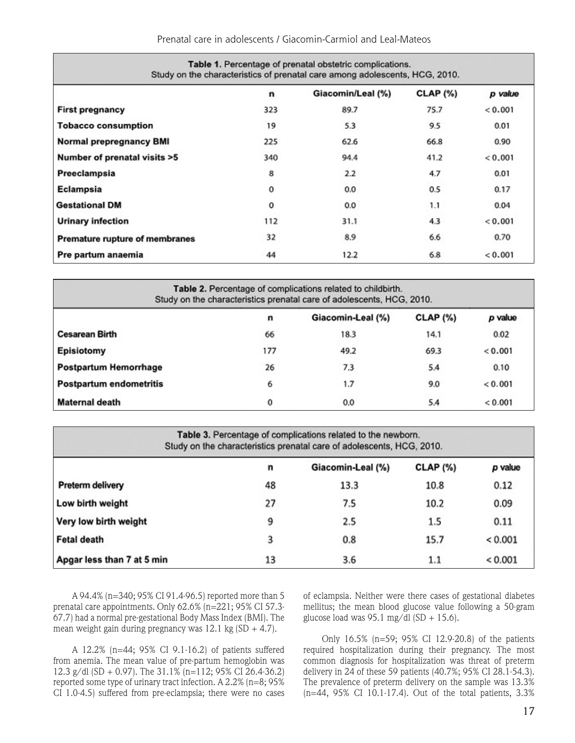**Table 1.** Percentage of prenatal obstetric complications.
Study on the characteristics of prenatal care among adolescents, HCG, 2010.

| | n | Giacomin/Leal (%) | CLAP (%) | *p value* |
|---|---|---|---|---|
| **First pregnancy** | 323 | 89.7 | 75.7 | < 0.001 |
| **Tobacco consumption** | 19 | 5.3 | 9.5 | 0.01 |
| **Normal prepregnancy BMI** | 225 | 62.6 | 66.8 | 0.90 |
| **Number of prenatal visits >5** | 340 | 94.4 | 41.2 | < 0.001 |
| **Preeclampsia** | 8 | 2.2 | 4.7 | 0.01 |
| **Eclampsia** | 0 | 0.0 | 0.5 | 0.17 |
| **Gestational DM** | 0 | 0.0 | 1.1 | 0.04 |
| **Urinary infection** | 112 | 31.1 | 4.3 | < 0.001 |
| **Premature rupture of membranes** | 32 | 8.9 | 6.6 | 0.70 |
| **Pre partum anaemia** | 44 | 12.2 | 6.8 | < 0.001 |

**Table 2.** Percentage of complications related to childbirth.
Study on the characteristics prenatal care of adolescents, HCG, 2010.

| | n | Giacomin-Leal (%) | CLAP (%) | *p* value |
|---|---|---|---|---|
| **Cesarean Birth** | 66 | 18.3 | 14.1 | 0.02 |
| **Episiotomy** | 177 | 49.2 | 69.3 | < 0.001 |
| **Postpartum Hemorrhage** | 26 | 7.3 | 5.4 | 0.10 |
| **Postpartum endometritis** | 6 | 1.7 | 9.0 | < 0.001 |
| **Maternal death** | 0 | 0.0 | 5.4 | < 0.001 |

**Table 3.** Percentage of complications related to the newborn.
Study on the characteristics prenatal care of adolescents, HCG, 2010.

| | n | Giacomin-Leal (%) | CLAP (%) | *p* value |
|---|---|---|---|---|
| **Preterm delivery** | 48 | 13.3 | 10.8 | 0.12 |
| **Low birth weight** | 27 | 7.5 | 10.2 | 0.09 |
| **Very low birth weight** | 9 | 2.5 | 1.5 | 0.11 |
| **Fetal death** | 3 | 0.8 | 15.7 | < 0.001 |
| **Apgar less than 7 at 5 min** | 13 | 3.6 | 1.1 | < 0.001 |

A 94.4% (n=340; 95% CI 91.4-96.5) reported more than 5 prenatal care appointments. Only 62.6% (n=221; 95% CI 57.3-67.7) had a normal pre-gestational Body Mass Index (BMI). The mean weight gain during pregnancy was 12.1 kg (SD + 4.7).

A 12.2% (n=44; 95% CI 9.1-16.2) of patients suffered from anemia. The mean value of pre-partum hemoglobin was 12.3 g/dl (SD + 0.97). The 31.1% (n=112; 95% CI 26.4-36.2) reported some type of urinary tract infection. A 2.2% (n=8; 95% CI 1.0-4.5) suffered from pre-eclampsia; there were no cases of eclampsia. Neither were there cases of gestational diabetes mellitus; the mean blood glucose value following a 50-gram glucose load was 95.1 mg/dl (SD + 15.6).

Only 16.5% (n=59; 95% CI 12.9-20.8) of the patients required hospitalization during their pregnancy. The most common diagnosis for hospitalization was threat of preterm delivery in 24 of these 59 patients (40.7%; 95% CI 28.1-54.3). The prevalence of preterm delivery on the sample was 13.3% (n=44, 95% CI 10.1-17.4). Out of the total patients, 3.3%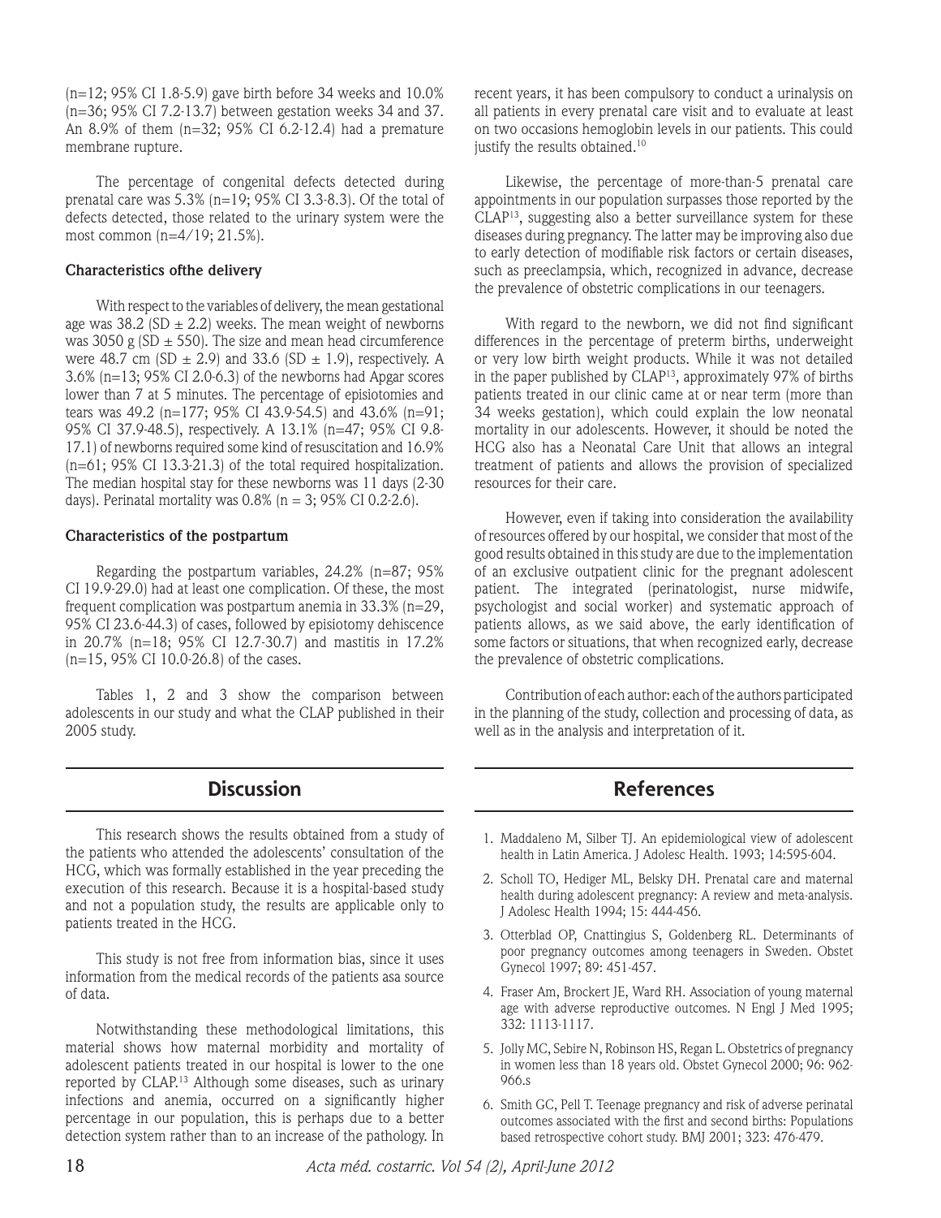(n=12; 95% CI 1.8-5.9) gave birth before 34 weeks and 10.0% (n=36; 95% CI 7.2-13.7) between gestation weeks 34 and 37. An 8.9% of them (n=32; 95% CI 6.2-12.4) had a premature membrane rupture.

The percentage of congenital defects detected during prenatal care was 5.3% (n=19; 95% CI 3.3-8.3). Of the total of defects detected, those related to the urinary system were the most common (n=4/19; 21.5%).

**Characteristics ofthe delivery**

With respect to the variables of delivery, the mean gestational age was 38.2 (SD ± 2.2) weeks. The mean weight of newborns was 3050 g (SD ± 550). The size and mean head circumference were 48.7 cm (SD ± 2.9) and 33.6 (SD ± 1.9), respectively. A 3.6% (n=13; 95% CI 2.0-6.3) of the newborns had Apgar scores lower than 7 at 5 minutes. The percentage of episiotomies and tears was 49.2 (n=177; 95% CI 43.9-54.5) and 43.6% (n=91; 95% CI 37.9-48.5), respectively. A 13.1% (n=47; 95% CI 9.8-17.1) of newborns required some kind of resuscitation and 16.9% (n=61; 95% CI 13.3-21.3) of the total required hospitalization. The median hospital stay for these newborns was 11 days (2-30 days). Perinatal mortality was 0.8% (n = 3; 95% CI 0.2-2.6).

**Characteristics of the postpartum**

Regarding the postpartum variables, 24.2% (n=87; 95% CI 19.9-29.0) had at least one complication. Of these, the most frequent complication was postpartum anemia in 33.3% (n=29, 95% CI 23.6-44.3) of cases, followed by episiotomy dehiscence in 20.7% (n=18; 95% CI 12.7-30.7) and mastitis in 17.2% (n=15, 95% CI 10.0-26.8) of the cases.

Tables 1, 2 and 3 show the comparison between adolescents in our study and what the CLAP published in their 2005 study.

## Discussion

This research shows the results obtained from a study of the patients who attended the adolescents' consultation of the HCG, which was formally established in the year preceding the execution of this research. Because it is a hospital-based study and not a population study, the results are applicable only to patients treated in the HCG.

This study is not free from information bias, since it uses information from the medical records of the patients asa source of data.

Notwithstanding these methodological limitations, this material shows how maternal morbidity and mortality of adolescent patients treated in our hospital is lower to the one reported by CLAP.[13] Although some diseases, such as urinary infections and anemia, occurred on a significantly higher percentage in our population, this is perhaps due to a better detection system rather than to an increase of the pathology. In recent years, it has been compulsory to conduct a urinalysis on all patients in every prenatal care visit and to evaluate at least on two occasions hemoglobin levels in our patients. This could justify the results obtained.[10]

Likewise, the percentage of more-than-5 prenatal care appointments in our population surpasses those reported by the CLAP[13], suggesting also a better surveillance system for these diseases during pregnancy. The latter may be improving also due to early detection of modifiable risk factors or certain diseases, such as preeclampsia, which, recognized in advance, decrease the prevalence of obstetric complications in our teenagers.

With regard to the newborn, we did not find significant differences in the percentage of preterm births, underweight or very low birth weight products. While it was not detailed in the paper published by CLAP[13], approximately 97% of births patients treated in our clinic came at or near term (more than 34 weeks gestation), which could explain the low neonatal mortality in our adolescents. However, it should be noted the HCG also has a Neonatal Care Unit that allows an integral treatment of patients and allows the provision of specialized resources for their care.

However, even if taking into consideration the availability of resources offered by our hospital, we consider that most of the good results obtained in this study are due to the implementation of an exclusive outpatient clinic for the pregnant adolescent patient. The integrated (perinatologist, nurse midwife, psychologist and social worker) and systematic approach of patients allows, as we said above, the early identification of some factors or situations, that when recognized early, decrease the prevalence of obstetric complications.

Contribution of each author: each of the authors participated in the planning of the study, collection and processing of data, as well as in the analysis and interpretation of it.

## References

1. Maddaleno M, Silber TJ. An epidemiological view of adolescent health in Latin America. J Adolesc Health. 1993; 14:595-604.
2. Scholl TO, Hediger ML, Belsky DH. Prenatal care and maternal health during adolescent pregnancy: A review and meta-analysis. J Adolesc Health 1994; 15: 444-456.
3. Otterblad OP, Cnattingius S, Goldenberg RL. Determinants of poor pregnancy outcomes among teenagers in Sweden. Obstet Gynecol 1997; 89: 451-457.
4. Fraser Am, Brockert JE, Ward RH. Association of young maternal age with adverse reproductive outcomes. N Engl J Med 1995; 332: 1113-1117.
5. Jolly MC, Sebire N, Robinson HS, Regan L. Obstetrics of pregnancy in women less than 18 years old. Obstet Gynecol 2000; 96: 962-966.s
6. Smith GC, Pell T. Teenage pregnancy and risk of adverse perinatal outcomes associated with the first and second births: Populations based retrospective cohort study. BMJ 2001; 323: 476-479.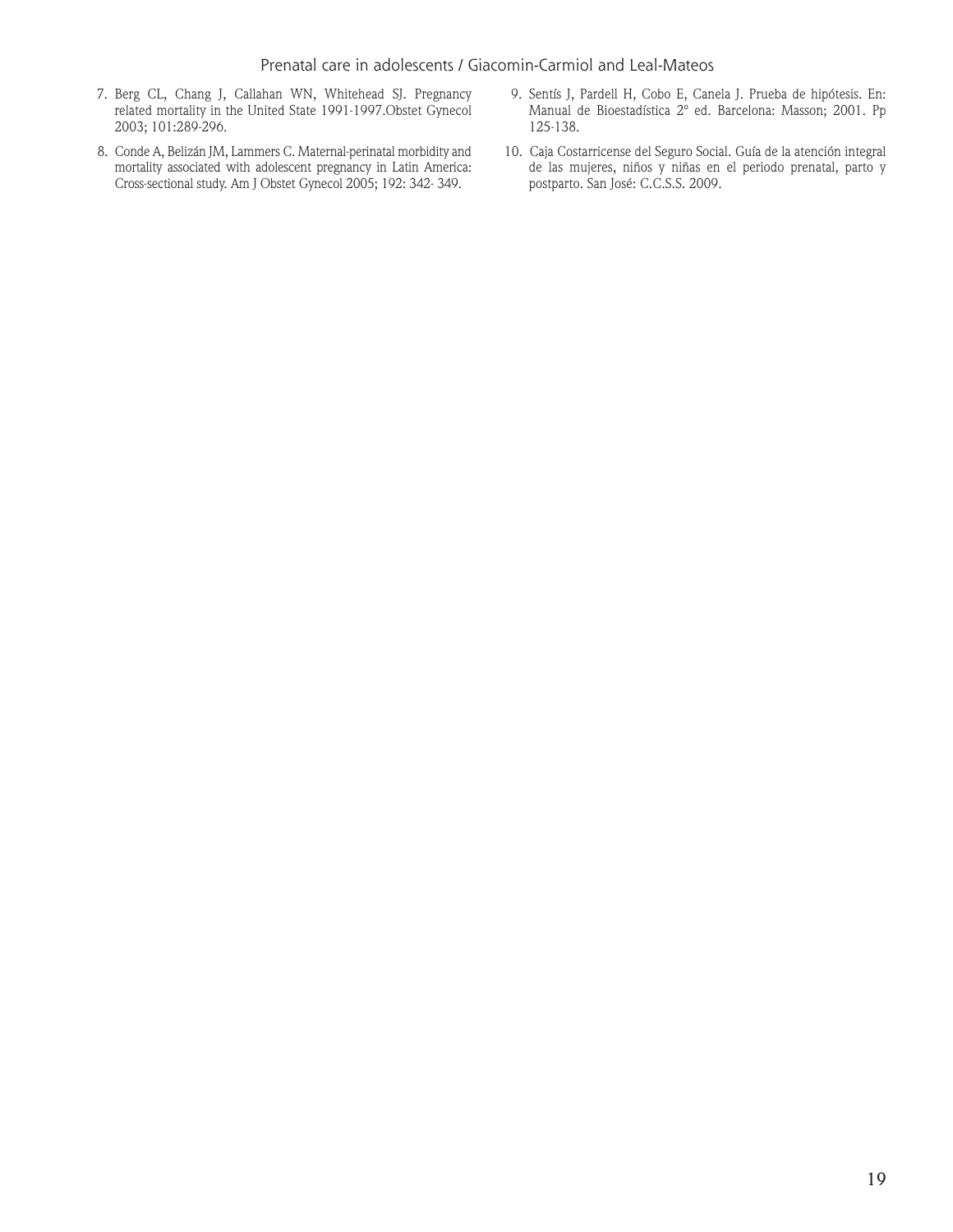7. Berg CL, Chang J, Callahan WN, Whitehead SJ. Pregnancy related mortality in the United State 1991-1997.Obstet Gynecol 2003; 101:289-296.
8. Conde A, Belizán JM, Lammers C. Maternal-perinatal morbidity and mortality associated with adolescent pregnancy in Latin America: Cross-sectional study. Am J Obstet Gynecol 2005; 192: 342- 349.
9. Sentís J, Pardell H, Cobo E, Canela J. Prueba de hipótesis. En: Manual de Bioestadística 2º ed. Barcelona: Masson; 2001. Pp 125-138.
10. Caja Costarricense del Seguro Social. Guía de la atención integral de las mujeres, niños y niñas en el periodo prenatal, parto y postparto. San José: C.C.S.S. 2009.